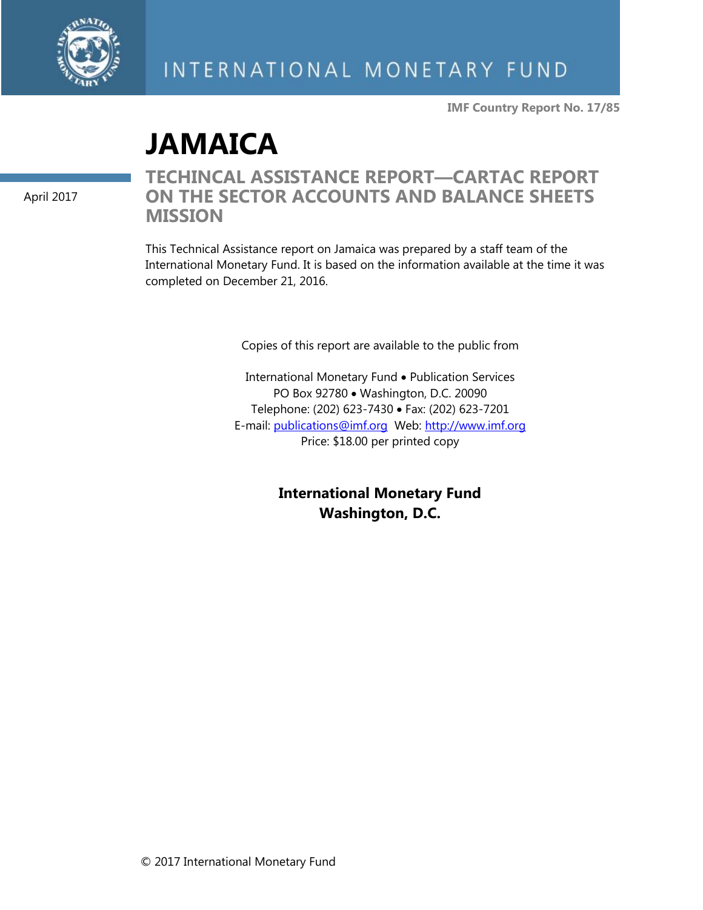INTERNATIONAL MONETARY FUND

**IMF Country Report No. 17/85**

# JAMAICA

April 2017

## TECHINCAL ASSISTANCE REPORT—CARTAC REPORT ON THE SECTOR ACCOUNTS AND BALANCE SHEETS MISSION

This Technical Assistance report on Jamaica was prepared by a staff team of the International Monetary Fund. It is based on the information available at the time it was completed on December 21, 2016.

Copies of this report are available to the public from

International Monetary Fund • Publication Services
PO Box 92780 • Washington, D.C. 20090
Telephone: (202) 623-7430 • Fax: (202) 623-7201
E-mail: publications@imf.org Web: http://www.imf.org
Price: $18.00 per printed copy

**International Monetary Fund**
**Washington, D.C.**

© 2017 International Monetary Fund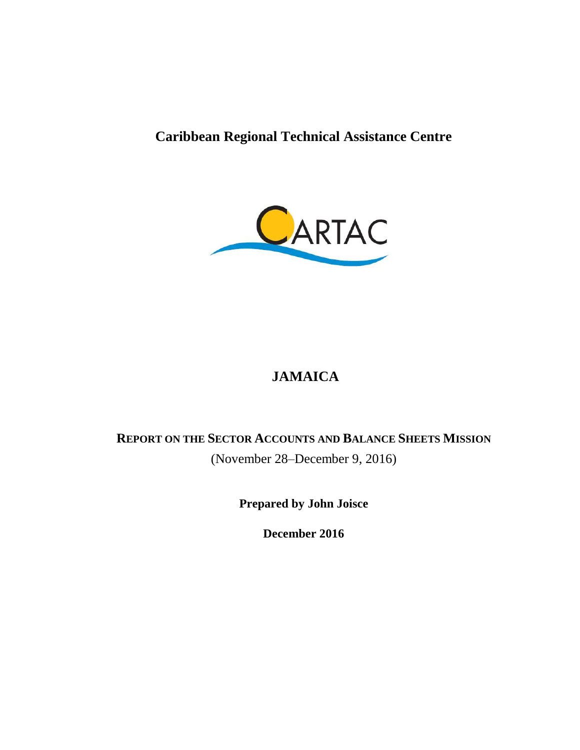**Caribbean Regional Technical Assistance Centre**

# JAMAICA

## REPORT ON THE SECTOR ACCOUNTS AND BALANCE SHEETS MISSION

(November 28–December 9, 2016)

**Prepared by John Joisce**

**December 2016**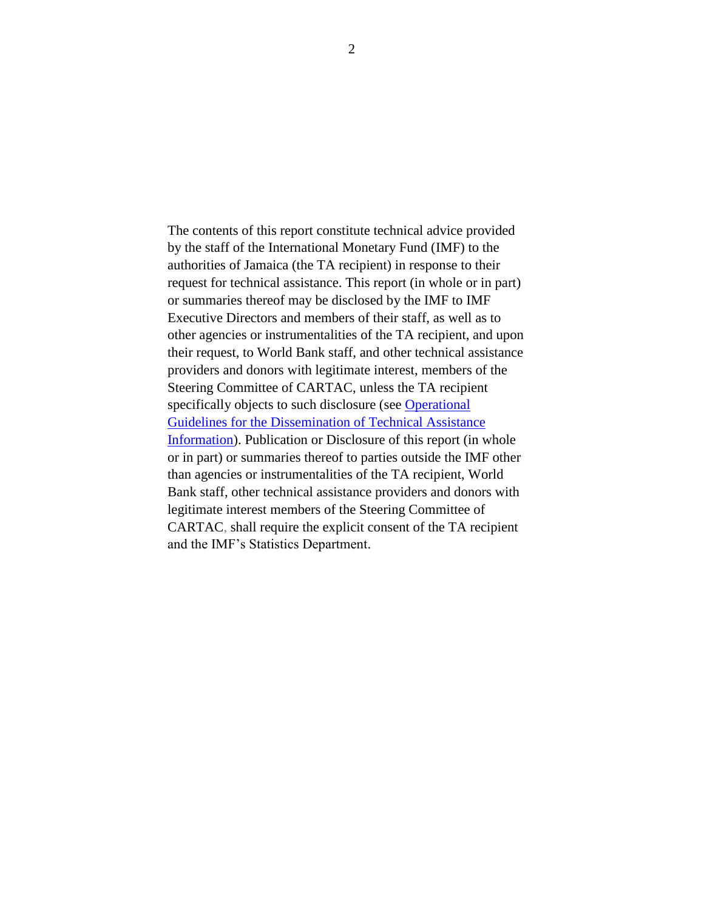The contents of this report constitute technical advice provided by the staff of the International Monetary Fund (IMF) to the authorities of Jamaica (the TA recipient) in response to their request for technical assistance. This report (in whole or in part) or summaries thereof may be disclosed by the IMF to IMF Executive Directors and members of their staff, as well as to other agencies or instrumentalities of the TA recipient, and upon their request, to World Bank staff, and other technical assistance providers and donors with legitimate interest, members of the Steering Committee of CARTAC, unless the TA recipient specifically objects to such disclosure (see Operational Guidelines for the Dissemination of Technical Assistance Information). Publication or Disclosure of this report (in whole or in part) or summaries thereof to parties outside the IMF other than agencies or instrumentalities of the TA recipient, World Bank staff, other technical assistance providers and donors with legitimate interest members of the Steering Committee of CARTAC, shall require the explicit consent of the TA recipient and the IMF's Statistics Department.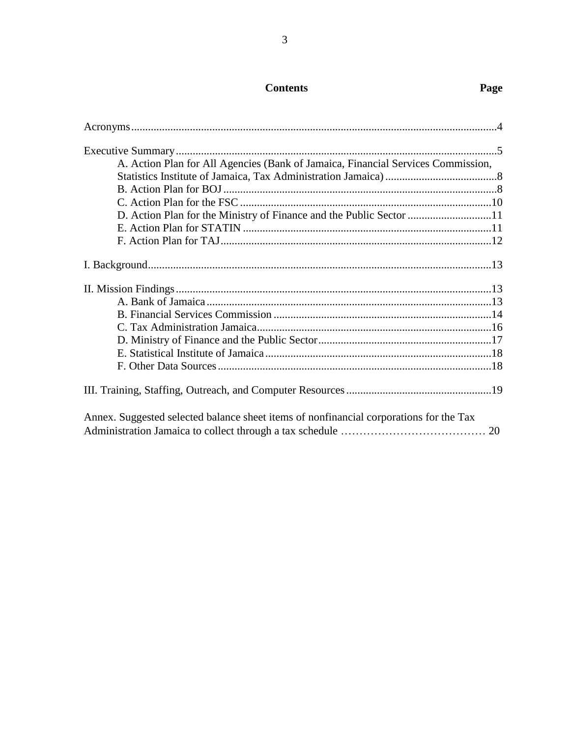## Contents

| | Page |
|---|---|
| Acronyms | 4 |
| Executive Summary | 5 |
| A. Action Plan for All Agencies (Bank of Jamaica, Financial Services Commission, Statistics Institute of Jamaica, Tax Administration Jamaica) | 8 |
| B. Action Plan for BOJ | 8 |
| C. Action Plan for the FSC | 10 |
| D. Action Plan for the Ministry of Finance and the Public Sector | 11 |
| E. Action Plan for STATIN | 11 |
| F. Action Plan for TAJ | 12 |
| I. Background | 13 |
| II. Mission Findings | 13 |
| A. Bank of Jamaica | 13 |
| B. Financial Services Commission | 14 |
| C. Tax Administration Jamaica | 16 |
| D. Ministry of Finance and the Public Sector | 17 |
| E. Statistical Institute of Jamaica | 18 |
| F. Other Data Sources | 18 |
| III. Training, Staffing, Outreach, and Computer Resources | 19 |
| Annex. Suggested selected balance sheet items of nonfinancial corporations for the Tax Administration Jamaica to collect through a tax schedule | 20 |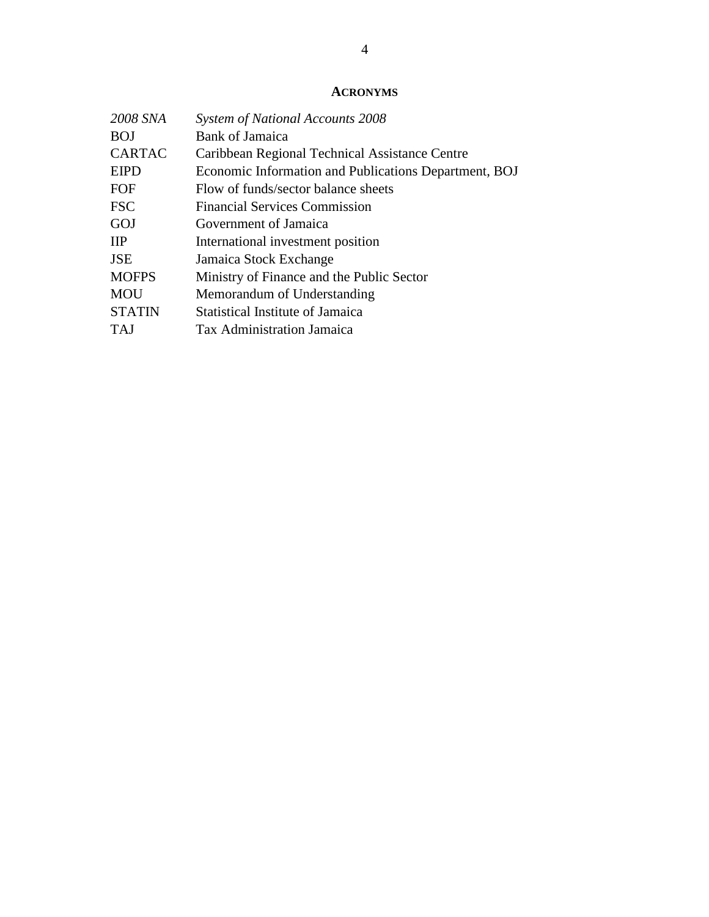## ACRONYMS

| | |
|---|---|
| *2008 SNA* | *System of National Accounts 2008* |
| BOJ | Bank of Jamaica |
| CARTAC | Caribbean Regional Technical Assistance Centre |
| EIPD | Economic Information and Publications Department, BOJ |
| FOF | Flow of funds/sector balance sheets |
| FSC | Financial Services Commission |
| GOJ | Government of Jamaica |
| IIP | International investment position |
| JSE | Jamaica Stock Exchange |
| MOFPS | Ministry of Finance and the Public Sector |
| MOU | Memorandum of Understanding |
| STATIN | Statistical Institute of Jamaica |
| TAJ | Tax Administration Jamaica |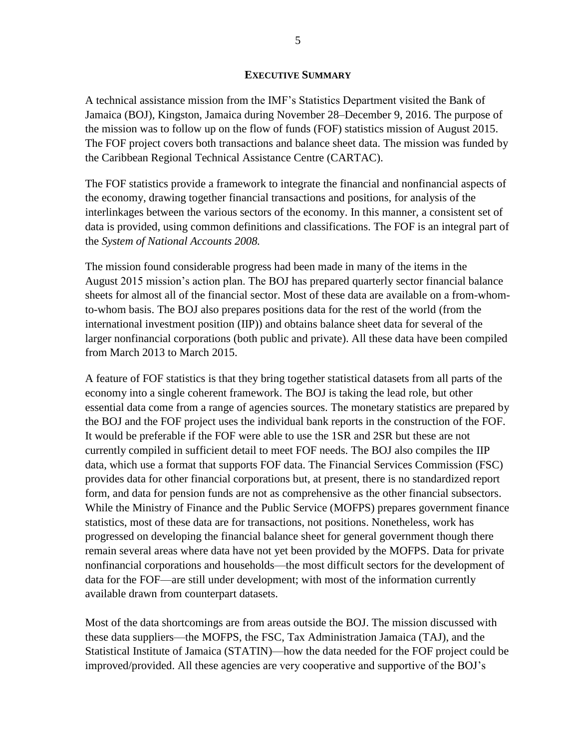## EXECUTIVE SUMMARY

A technical assistance mission from the IMF's Statistics Department visited the Bank of Jamaica (BOJ), Kingston, Jamaica during November 28–December 9, 2016. The purpose of the mission was to follow up on the flow of funds (FOF) statistics mission of August 2015. The FOF project covers both transactions and balance sheet data. The mission was funded by the Caribbean Regional Technical Assistance Centre (CARTAC).

The FOF statistics provide a framework to integrate the financial and nonfinancial aspects of the economy, drawing together financial transactions and positions, for analysis of the interlinkages between the various sectors of the economy. In this manner, a consistent set of data is provided, using common definitions and classifications. The FOF is an integral part of the *System of National Accounts 2008.*

The mission found considerable progress had been made in many of the items in the August 2015 mission's action plan. The BOJ has prepared quarterly sector financial balance sheets for almost all of the financial sector. Most of these data are available on a from-whom-to-whom basis. The BOJ also prepares positions data for the rest of the world (from the international investment position (IIP)) and obtains balance sheet data for several of the larger nonfinancial corporations (both public and private). All these data have been compiled from March 2013 to March 2015.

A feature of FOF statistics is that they bring together statistical datasets from all parts of the economy into a single coherent framework. The BOJ is taking the lead role, but other essential data come from a range of agencies sources. The monetary statistics are prepared by the BOJ and the FOF project uses the individual bank reports in the construction of the FOF. It would be preferable if the FOF were able to use the 1SR and 2SR but these are not currently compiled in sufficient detail to meet FOF needs. The BOJ also compiles the IIP data, which use a format that supports FOF data. The Financial Services Commission (FSC) provides data for other financial corporations but, at present, there is no standardized report form, and data for pension funds are not as comprehensive as the other financial subsectors. While the Ministry of Finance and the Public Service (MOFPS) prepares government finance statistics, most of these data are for transactions, not positions. Nonetheless, work has progressed on developing the financial balance sheet for general government though there remain several areas where data have not yet been provided by the MOFPS. Data for private nonfinancial corporations and households—the most difficult sectors for the development of data for the FOF—are still under development; with most of the information currently available drawn from counterpart datasets.

Most of the data shortcomings are from areas outside the BOJ. The mission discussed with these data suppliers—the MOFPS, the FSC, Tax Administration Jamaica (TAJ), and the Statistical Institute of Jamaica (STATIN)—how the data needed for the FOF project could be improved/provided. All these agencies are very cooperative and supportive of the BOJ's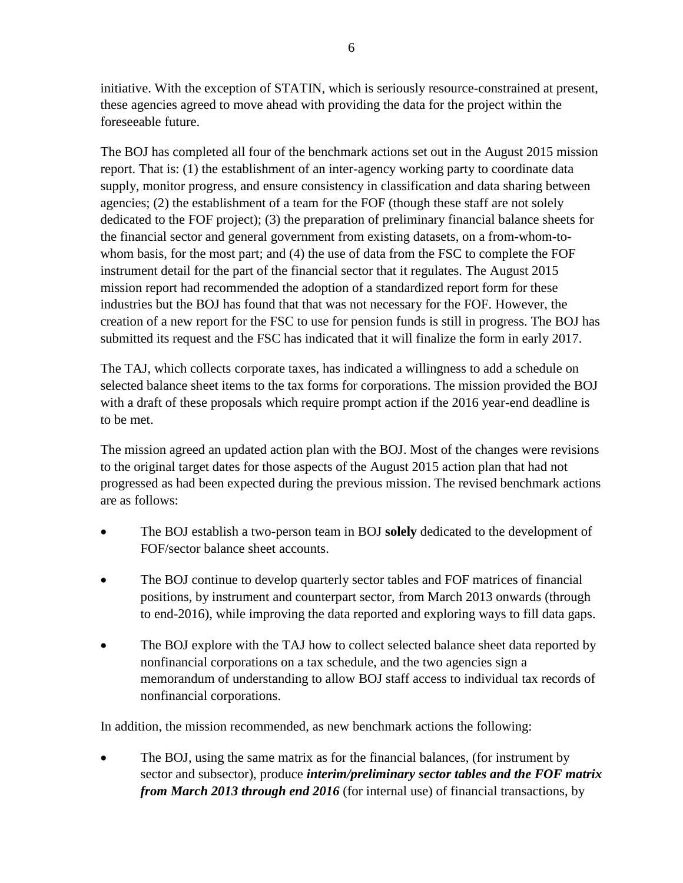initiative. With the exception of STATIN, which is seriously resource-constrained at present, these agencies agreed to move ahead with providing the data for the project within the foreseeable future.

The BOJ has completed all four of the benchmark actions set out in the August 2015 mission report. That is: (1) the establishment of an inter-agency working party to coordinate data supply, monitor progress, and ensure consistency in classification and data sharing between agencies; (2) the establishment of a team for the FOF (though these staff are not solely dedicated to the FOF project); (3) the preparation of preliminary financial balance sheets for the financial sector and general government from existing datasets, on a from-whom-to-whom basis, for the most part; and (4) the use of data from the FSC to complete the FOF instrument detail for the part of the financial sector that it regulates. The August 2015 mission report had recommended the adoption of a standardized report form for these industries but the BOJ has found that that was not necessary for the FOF. However, the creation of a new report for the FSC to use for pension funds is still in progress. The BOJ has submitted its request and the FSC has indicated that it will finalize the form in early 2017.

The TAJ, which collects corporate taxes, has indicated a willingness to add a schedule on selected balance sheet items to the tax forms for corporations. The mission provided the BOJ with a draft of these proposals which require prompt action if the 2016 year-end deadline is to be met.

The mission agreed an updated action plan with the BOJ. Most of the changes were revisions to the original target dates for those aspects of the August 2015 action plan that had not progressed as had been expected during the previous mission. The revised benchmark actions are as follows:

- The BOJ establish a two-person team in BOJ **solely** dedicated to the development of FOF/sector balance sheet accounts.
- The BOJ continue to develop quarterly sector tables and FOF matrices of financial positions, by instrument and counterpart sector, from March 2013 onwards (through to end-2016), while improving the data reported and exploring ways to fill data gaps.
- The BOJ explore with the TAJ how to collect selected balance sheet data reported by nonfinancial corporations on a tax schedule, and the two agencies sign a memorandum of understanding to allow BOJ staff access to individual tax records of nonfinancial corporations.

In addition, the mission recommended, as new benchmark actions the following:

- The BOJ, using the same matrix as for the financial balances, (for instrument by sector and subsector), produce ***interim/preliminary sector tables and the FOF matrix from March 2013 through end 2016*** (for internal use) of financial transactions, by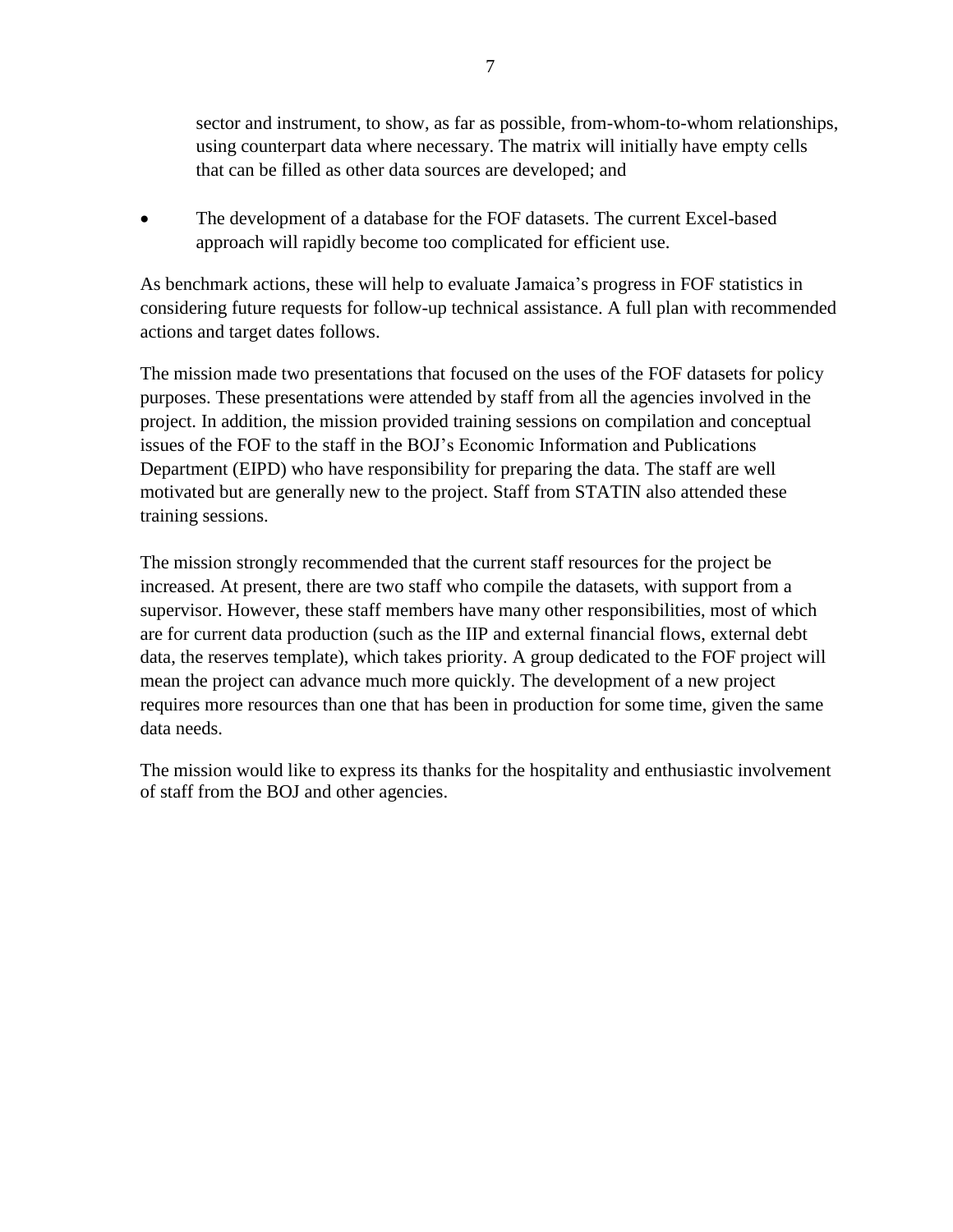sector and instrument, to show, as far as possible, from-whom-to-whom relationships, using counterpart data where necessary. The matrix will initially have empty cells that can be filled as other data sources are developed; and

- The development of a database for the FOF datasets. The current Excel-based approach will rapidly become too complicated for efficient use.

As benchmark actions, these will help to evaluate Jamaica's progress in FOF statistics in considering future requests for follow-up technical assistance. A full plan with recommended actions and target dates follows.

The mission made two presentations that focused on the uses of the FOF datasets for policy purposes. These presentations were attended by staff from all the agencies involved in the project. In addition, the mission provided training sessions on compilation and conceptual issues of the FOF to the staff in the BOJ's Economic Information and Publications Department (EIPD) who have responsibility for preparing the data. The staff are well motivated but are generally new to the project. Staff from STATIN also attended these training sessions.

The mission strongly recommended that the current staff resources for the project be increased. At present, there are two staff who compile the datasets, with support from a supervisor. However, these staff members have many other responsibilities, most of which are for current data production (such as the IIP and external financial flows, external debt data, the reserves template), which takes priority. A group dedicated to the FOF project will mean the project can advance much more quickly. The development of a new project requires more resources than one that has been in production for some time, given the same data needs.

The mission would like to express its thanks for the hospitality and enthusiastic involvement of staff from the BOJ and other agencies.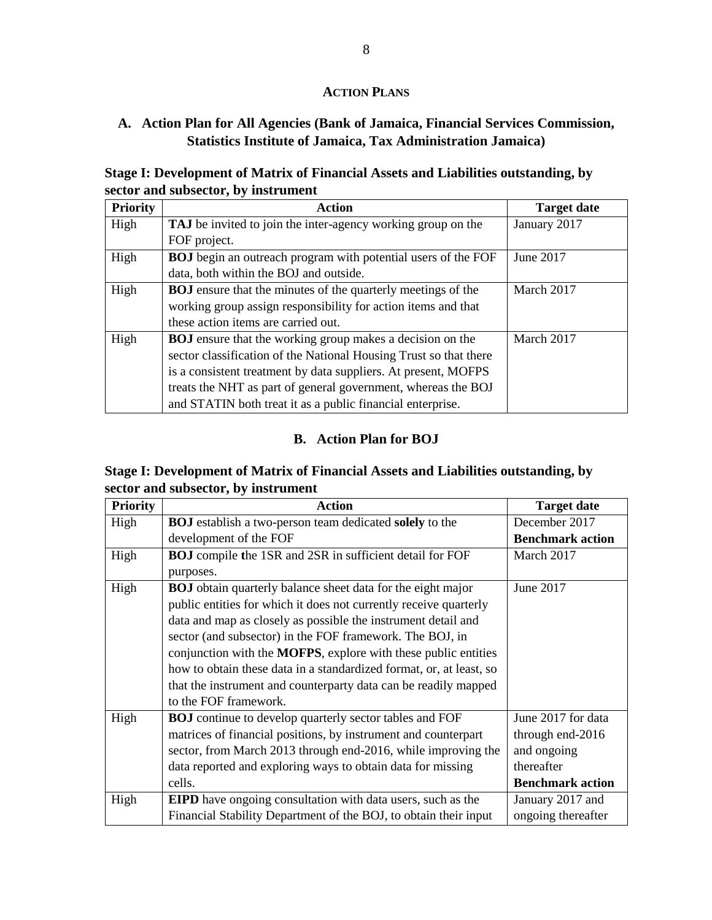## ACTION PLANS

### A. Action Plan for All Agencies (Bank of Jamaica, Financial Services Commission, Statistics Institute of Jamaica, Tax Administration Jamaica)

**Stage I: Development of Matrix of Financial Assets and Liabilities outstanding, by sector and subsector, by instrument**

| Priority | Action | Target date |
| --- | --- | --- |
| High | **TAJ** be invited to join the inter-agency working group on the FOF project. | January 2017 |
| High | **BOJ** begin an outreach program with potential users of the FOF data, both within the BOJ and outside. | June 2017 |
| High | **BOJ** ensure that the minutes of the quarterly meetings of the working group assign responsibility for action items and that these action items are carried out. | March 2017 |
| High | **BOJ** ensure that the working group makes a decision on the sector classification of the National Housing Trust so that there is a consistent treatment by data suppliers. At present, MOFPS treats the NHT as part of general government, whereas the BOJ and STATIN both treat it as a public financial enterprise. | March 2017 |

### B. Action Plan for BOJ

**Stage I: Development of Matrix of Financial Assets and Liabilities outstanding, by sector and subsector, by instrument**

| Priority | Action | Target date |
| --- | --- | --- |
| High | **BOJ** establish a two-person team dedicated **solely** to the development of the FOF | December 2017 **Benchmark action** |
| High | **BOJ** compile the 1SR and 2SR in sufficient detail for FOF purposes. | March 2017 |
| High | **BOJ** obtain quarterly balance sheet data for the eight major public entities for which it does not currently receive quarterly data and map as closely as possible the instrument detail and sector (and subsector) in the FOF framework. The BOJ, in conjunction with the **MOFPS**, explore with these public entities how to obtain these data in a standardized format, or, at least, so that the instrument and counterparty data can be readily mapped to the FOF framework. | June 2017 |
| High | **BOJ** continue to develop quarterly sector tables and FOF matrices of financial positions, by instrument and counterpart sector, from March 2013 through end-2016, while improving the data reported and exploring ways to obtain data for missing cells. | June 2017 for data through end-2016 and ongoing thereafter **Benchmark action** |
| High | **EIPD** have ongoing consultation with data users, such as the Financial Stability Department of the BOJ, to obtain their input | January 2017 and ongoing thereafter |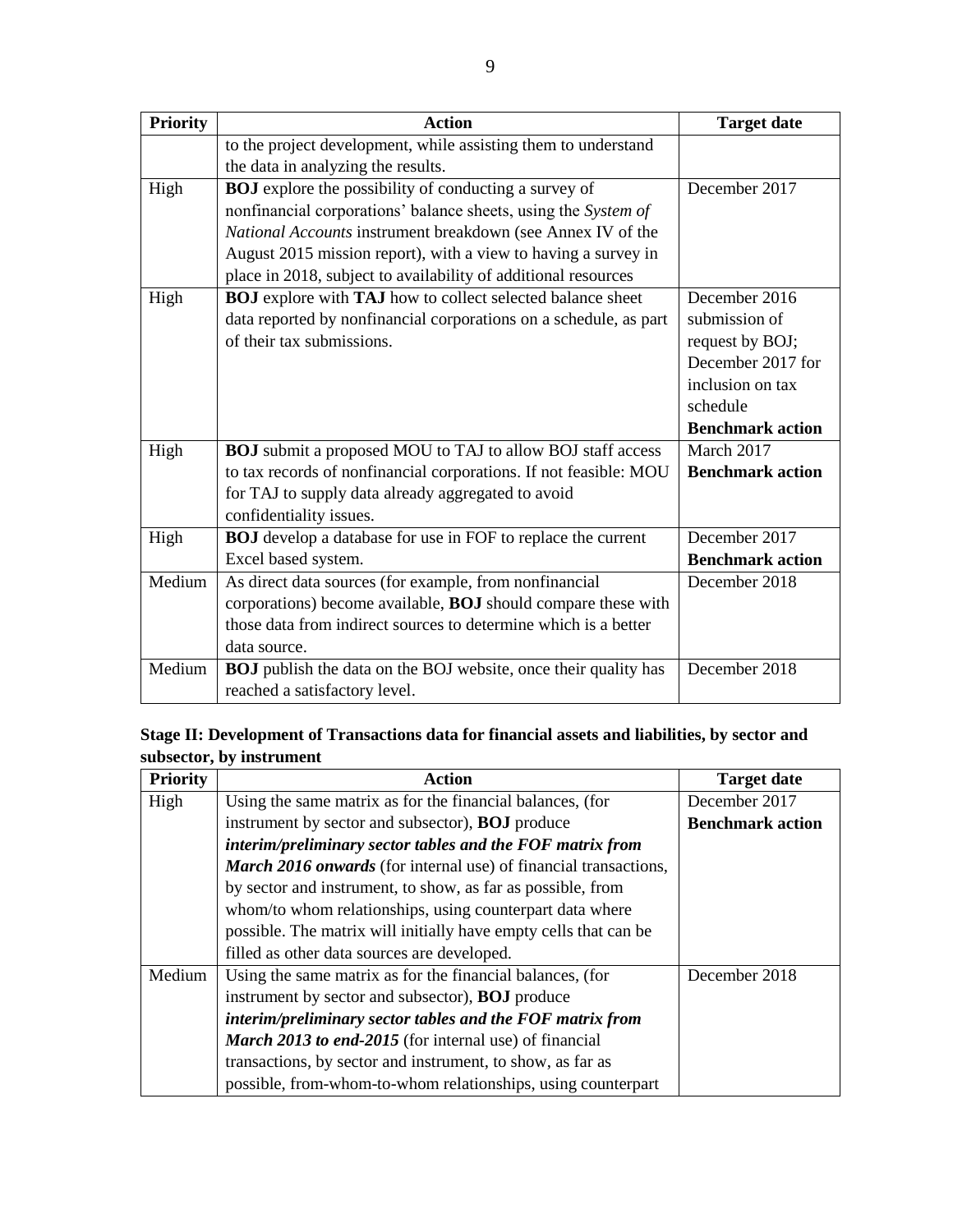| Priority | Action | Target date |
|---|---|---|
| | to the project development, while assisting them to understand the data in analyzing the results. | |
| High | **BOJ** explore the possibility of conducting a survey of nonfinancial corporations' balance sheets, using the *System of National Accounts* instrument breakdown (see Annex IV of the August 2015 mission report), with a view to having a survey in place in 2018, subject to availability of additional resources | December 2017 |
| High | **BOJ** explore with **TAJ** how to collect selected balance sheet data reported by nonfinancial corporations on a schedule, as part of their tax submissions. | December 2016 submission of request by BOJ; December 2017 for inclusion on tax schedule **Benchmark action** |
| High | **BOJ** submit a proposed MOU to TAJ to allow BOJ staff access to tax records of nonfinancial corporations. If not feasible: MOU for TAJ to supply data already aggregated to avoid confidentiality issues. | March 2017 **Benchmark action** |
| High | **BOJ** develop a database for use in FOF to replace the current Excel based system. | December 2017 **Benchmark action** |
| Medium | As direct data sources (for example, from nonfinancial corporations) become available, **BOJ** should compare these with those data from indirect sources to determine which is a better data source. | December 2018 |
| Medium | **BOJ** publish the data on the BOJ website, once their quality has reached a satisfactory level. | December 2018 |

**Stage II: Development of Transactions data for financial assets and liabilities, by sector and subsector, by instrument**

| Priority | Action | Target date |
|---|---|---|
| High | Using the same matrix as for the financial balances, (for instrument by sector and subsector), **BOJ** produce ***interim/preliminary sector tables and the FOF matrix from March 2016 onwards*** (for internal use) of financial transactions, by sector and instrument, to show, as far as possible, from whom/to whom relationships, using counterpart data where possible. The matrix will initially have empty cells that can be filled as other data sources are developed. | December 2017 **Benchmark action** |
| Medium | Using the same matrix as for the financial balances, (for instrument by sector and subsector), **BOJ** produce ***interim/preliminary sector tables and the FOF matrix from March 2013 to end-2015*** (for internal use) of financial transactions, by sector and instrument, to show, as far as possible, from-whom-to-whom relationships, using counterpart | December 2018 |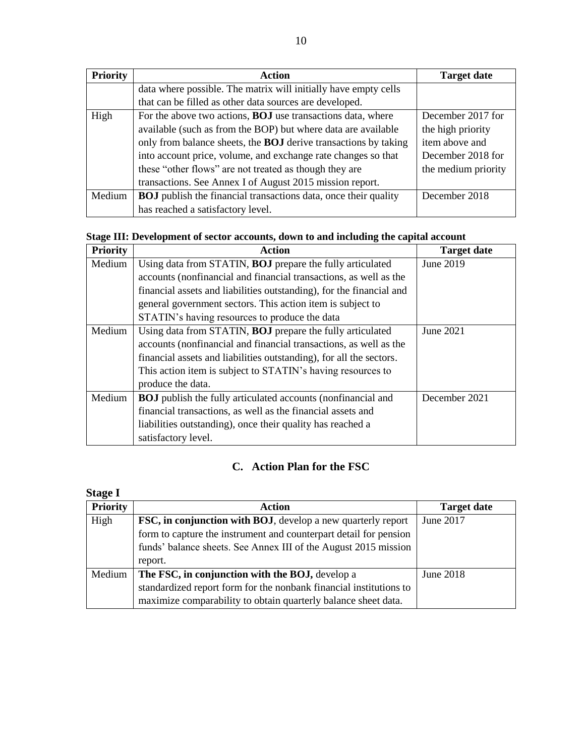| Priority | Action | Target date |
|---|---|---|
| | data where possible. The matrix will initially have empty cells that can be filled as other data sources are developed. | |
| High | For the above two actions, **BOJ** use transactions data, where available (such as from the BOP) but where data are available only from balance sheets, the **BOJ** derive transactions by taking into account price, volume, and exchange rate changes so that these "other flows" are not treated as though they are transactions. See Annex I of August 2015 mission report. | December 2017 for the high priority item above and December 2018 for the medium priority |
| Medium | **BOJ** publish the financial transactions data, once their quality has reached a satisfactory level. | December 2018 |

**Stage III: Development of sector accounts, down to and including the capital account**

| Priority | Action | Target date |
|---|---|---|
| Medium | Using data from STATIN, **BOJ** prepare the fully articulated accounts (nonfinancial and financial transactions, as well as the financial assets and liabilities outstanding), for the financial and general government sectors. This action item is subject to STATIN's having resources to produce the data | June 2019 |
| Medium | Using data from STATIN, **BOJ** prepare the fully articulated accounts (nonfinancial and financial transactions, as well as the financial assets and liabilities outstanding), for all the sectors. This action item is subject to STATIN's having resources to produce the data. | June 2021 |
| Medium | **BOJ** publish the fully articulated accounts (nonfinancial and financial transactions, as well as the financial assets and liabilities outstanding), once their quality has reached a satisfactory level. | December 2021 |

## C. Action Plan for the FSC

**Stage I**

| Priority | Action | Target date |
|---|---|---|
| High | **FSC, in conjunction with BOJ**, develop a new quarterly report form to capture the instrument and counterpart detail for pension funds' balance sheets. See Annex III of the August 2015 mission report. | June 2017 |
| Medium | **The FSC, in conjunction with the BOJ,** develop a standardized report form for the nonbank financial institutions to maximize comparability to obtain quarterly balance sheet data. | June 2018 |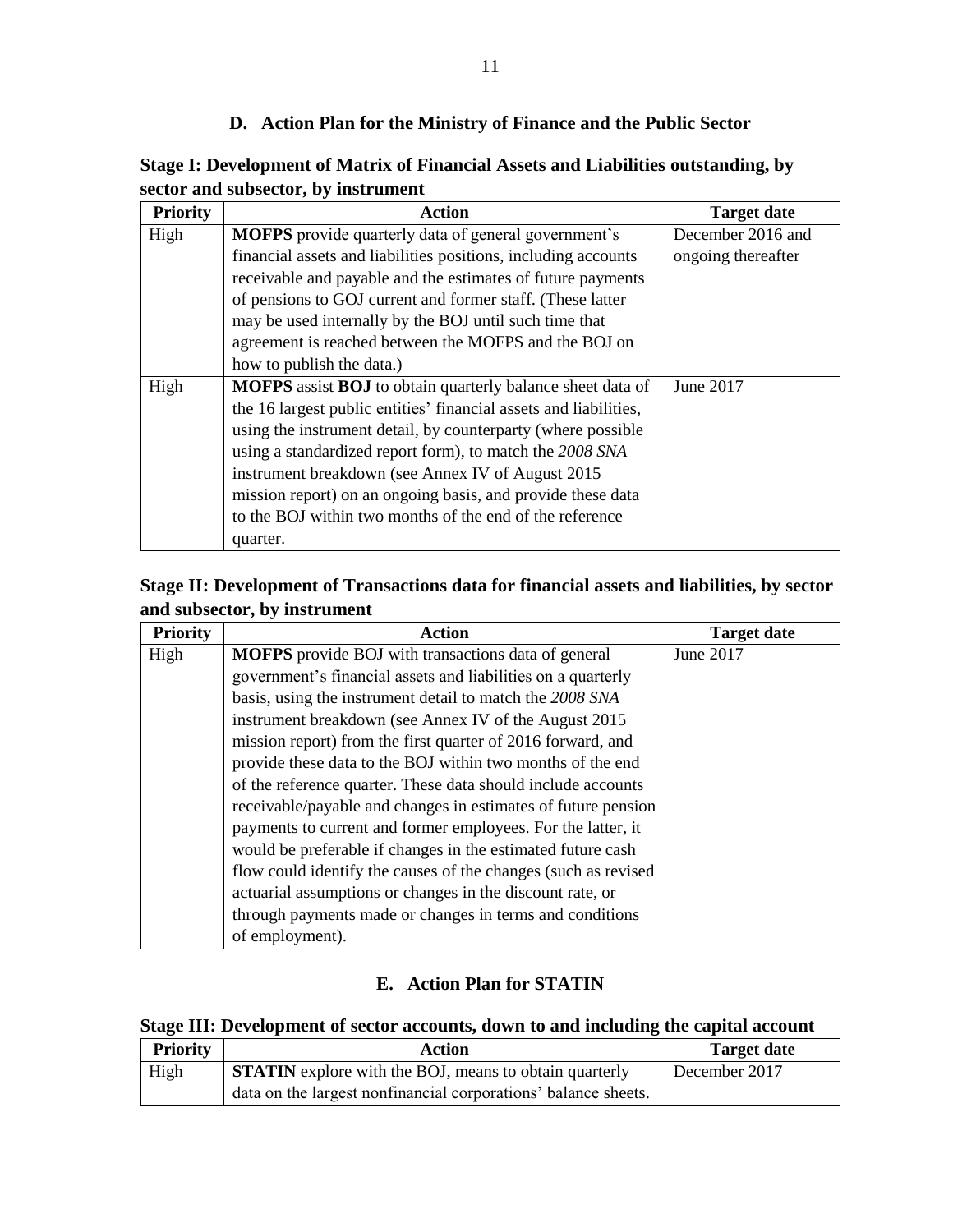## D. Action Plan for the Ministry of Finance and the Public Sector

**Stage I: Development of Matrix of Financial Assets and Liabilities outstanding, by sector and subsector, by instrument**

| Priority | Action | Target date |
|---|---|---|
| High | **MOFPS** provide quarterly data of general government's financial assets and liabilities positions, including accounts receivable and payable and the estimates of future payments of pensions to GOJ current and former staff. (These latter may be used internally by the BOJ until such time that agreement is reached between the MOFPS and the BOJ on how to publish the data.) | December 2016 and ongoing thereafter |
| High | **MOFPS** assist **BOJ** to obtain quarterly balance sheet data of the 16 largest public entities' financial assets and liabilities, using the instrument detail, by counterparty (where possible using a standardized report form), to match the *2008 SNA* instrument breakdown (see Annex IV of August 2015 mission report) on an ongoing basis, and provide these data to the BOJ within two months of the end of the reference quarter. | June 2017 |

**Stage II: Development of Transactions data for financial assets and liabilities, by sector and subsector, by instrument**

| Priority | Action | Target date |
|---|---|---|
| High | **MOFPS** provide BOJ with transactions data of general government's financial assets and liabilities on a quarterly basis, using the instrument detail to match the *2008 SNA* instrument breakdown (see Annex IV of the August 2015 mission report) from the first quarter of 2016 forward, and provide these data to the BOJ within two months of the end of the reference quarter. These data should include accounts receivable/payable and changes in estimates of future pension payments to current and former employees. For the latter, it would be preferable if changes in the estimated future cash flow could identify the causes of the changes (such as revised actuarial assumptions or changes in the discount rate, or through payments made or changes in terms and conditions of employment). | June 2017 |

## E. Action Plan for STATIN

**Stage III: Development of sector accounts, down to and including the capital account**

| Priority | Action | Target date |
|---|---|---|
| High | **STATIN** explore with the BOJ, means to obtain quarterly data on the largest nonfinancial corporations' balance sheets. | December 2017 |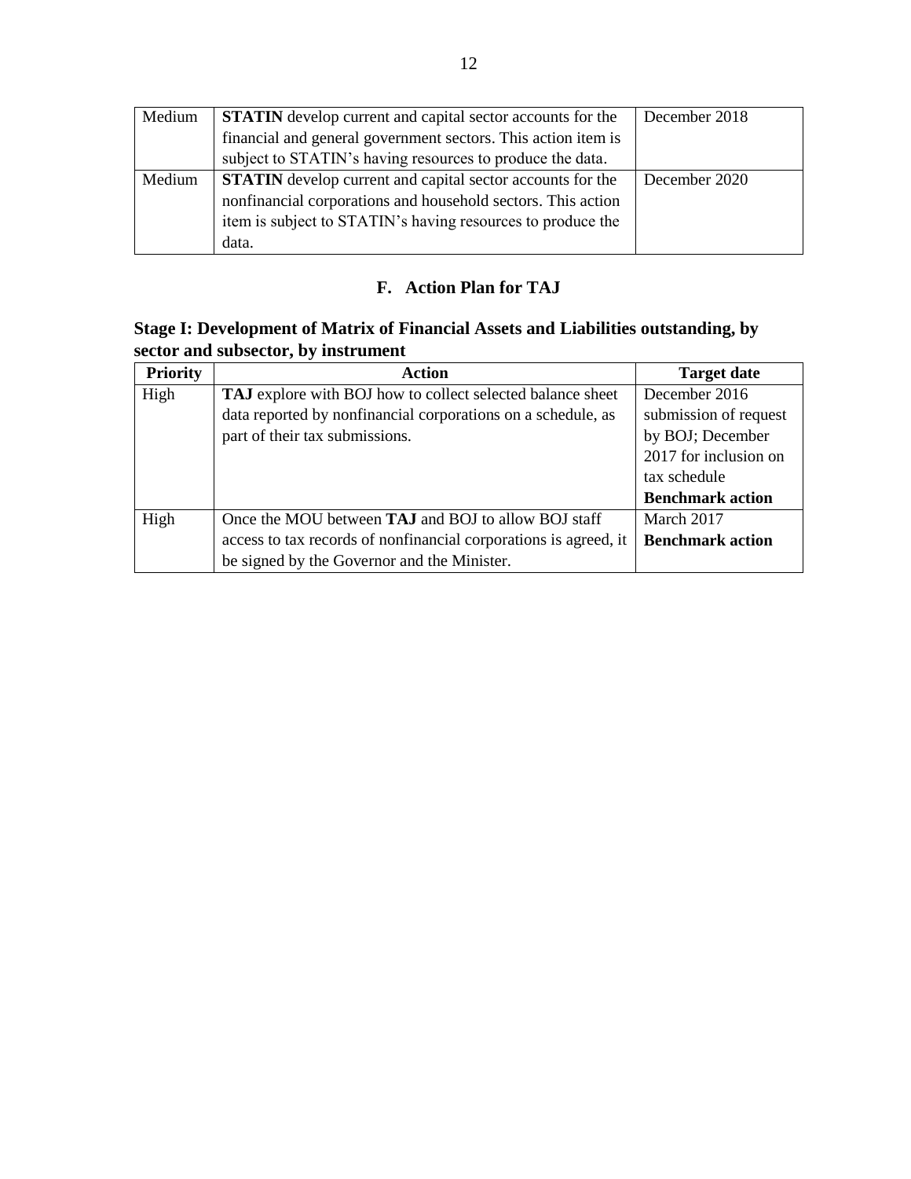| Medium | **STATIN** develop current and capital sector accounts for the financial and general government sectors. This action item is subject to STATIN's having resources to produce the data. | December 2018 |
|---|---|---|
| Medium | **STATIN** develop current and capital sector accounts for the nonfinancial corporations and household sectors. This action item is subject to STATIN's having resources to produce the data. | December 2020 |

## F. Action Plan for TAJ

### Stage I: Development of Matrix of Financial Assets and Liabilities outstanding, by sector and subsector, by instrument

| Priority | Action | Target date |
|---|---|---|
| High | **TAJ** explore with BOJ how to collect selected balance sheet data reported by nonfinancial corporations on a schedule, as part of their tax submissions. | December 2016 submission of request by BOJ; December 2017 for inclusion on tax schedule **Benchmark action** |
| High | Once the MOU between **TAJ** and BOJ to allow BOJ staff access to tax records of nonfinancial corporations is agreed, it be signed by the Governor and the Minister. | March 2017 **Benchmark action** |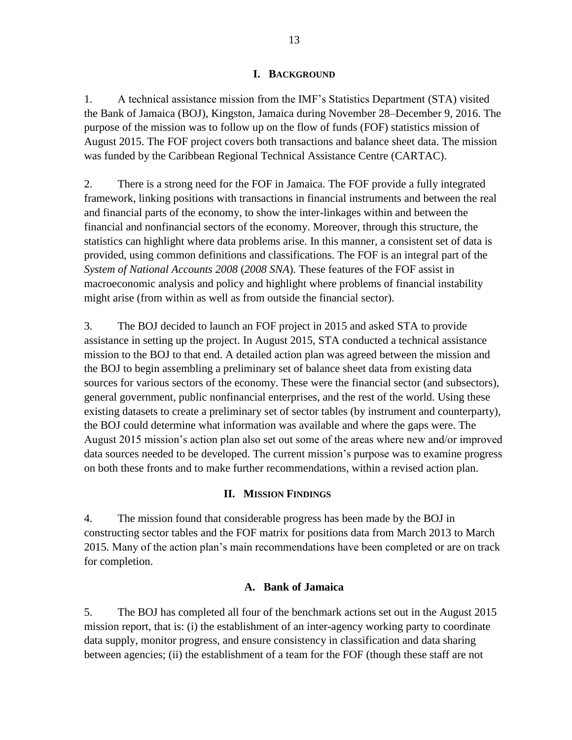# I. Background

1. A technical assistance mission from the IMF's Statistics Department (STA) visited the Bank of Jamaica (BOJ), Kingston, Jamaica during November 28–December 9, 2016. The purpose of the mission was to follow up on the flow of funds (FOF) statistics mission of August 2015. The FOF project covers both transactions and balance sheet data. The mission was funded by the Caribbean Regional Technical Assistance Centre (CARTAC).

2. There is a strong need for the FOF in Jamaica. The FOF provide a fully integrated framework, linking positions with transactions in financial instruments and between the real and financial parts of the economy, to show the inter-linkages within and between the financial and nonfinancial sectors of the economy. Moreover, through this structure, the statistics can highlight where data problems arise. In this manner, a consistent set of data is provided, using common definitions and classifications. The FOF is an integral part of the *System of National Accounts 2008* (*2008 SNA*). These features of the FOF assist in macroeconomic analysis and policy and highlight where problems of financial instability might arise (from within as well as from outside the financial sector).

3. The BOJ decided to launch an FOF project in 2015 and asked STA to provide assistance in setting up the project. In August 2015, STA conducted a technical assistance mission to the BOJ to that end. A detailed action plan was agreed between the mission and the BOJ to begin assembling a preliminary set of balance sheet data from existing data sources for various sectors of the economy. These were the financial sector (and subsectors), general government, public nonfinancial enterprises, and the rest of the world. Using these existing datasets to create a preliminary set of sector tables (by instrument and counterparty), the BOJ could determine what information was available and where the gaps were. The August 2015 mission's action plan also set out some of the areas where new and/or improved data sources needed to be developed. The current mission's purpose was to examine progress on both these fronts and to make further recommendations, within a revised action plan.

# II. Mission Findings

4. The mission found that considerable progress has been made by the BOJ in constructing sector tables and the FOF matrix for positions data from March 2013 to March 2015. Many of the action plan's main recommendations have been completed or are on track for completion.

## A. Bank of Jamaica

5. The BOJ has completed all four of the benchmark actions set out in the August 2015 mission report, that is: (i) the establishment of an inter-agency working party to coordinate data supply, monitor progress, and ensure consistency in classification and data sharing between agencies; (ii) the establishment of a team for the FOF (though these staff are not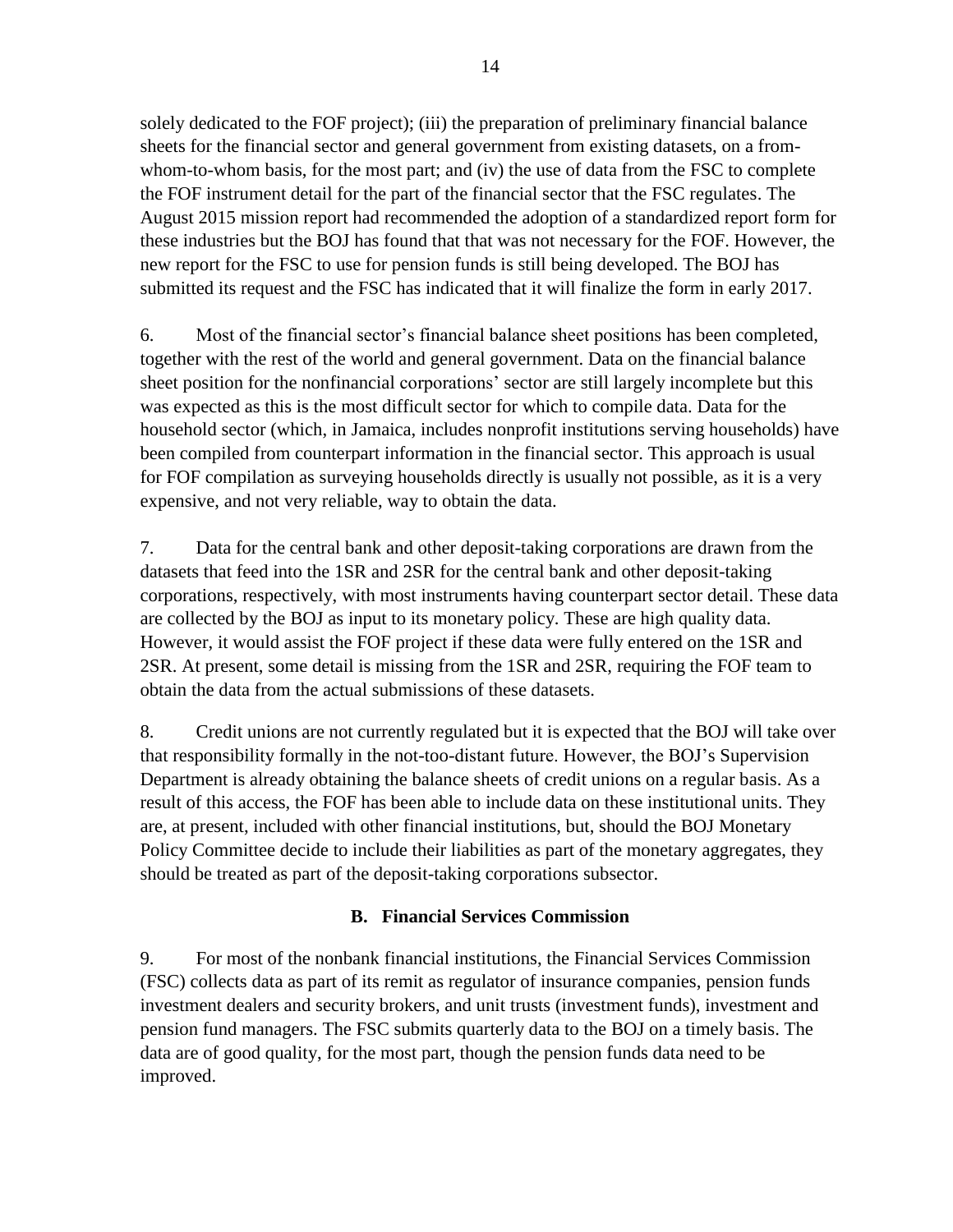solely dedicated to the FOF project); (iii) the preparation of preliminary financial balance sheets for the financial sector and general government from existing datasets, on a from-whom-to-whom basis, for the most part; and (iv) the use of data from the FSC to complete the FOF instrument detail for the part of the financial sector that the FSC regulates. The August 2015 mission report had recommended the adoption of a standardized report form for these industries but the BOJ has found that that was not necessary for the FOF. However, the new report for the FSC to use for pension funds is still being developed. The BOJ has submitted its request and the FSC has indicated that it will finalize the form in early 2017.

6. Most of the financial sector's financial balance sheet positions has been completed, together with the rest of the world and general government. Data on the financial balance sheet position for the nonfinancial corporations' sector are still largely incomplete but this was expected as this is the most difficult sector for which to compile data. Data for the household sector (which, in Jamaica, includes nonprofit institutions serving households) have been compiled from counterpart information in the financial sector. This approach is usual for FOF compilation as surveying households directly is usually not possible, as it is a very expensive, and not very reliable, way to obtain the data.

7. Data for the central bank and other deposit-taking corporations are drawn from the datasets that feed into the 1SR and 2SR for the central bank and other deposit-taking corporations, respectively, with most instruments having counterpart sector detail. These data are collected by the BOJ as input to its monetary policy. These are high quality data. However, it would assist the FOF project if these data were fully entered on the 1SR and 2SR. At present, some detail is missing from the 1SR and 2SR, requiring the FOF team to obtain the data from the actual submissions of these datasets.

8. Credit unions are not currently regulated but it is expected that the BOJ will take over that responsibility formally in the not-too-distant future. However, the BOJ's Supervision Department is already obtaining the balance sheets of credit unions on a regular basis. As a result of this access, the FOF has been able to include data on these institutional units. They are, at present, included with other financial institutions, but, should the BOJ Monetary Policy Committee decide to include their liabilities as part of the monetary aggregates, they should be treated as part of the deposit-taking corporations subsector.

### B. Financial Services Commission

9. For most of the nonbank financial institutions, the Financial Services Commission (FSC) collects data as part of its remit as regulator of insurance companies, pension funds investment dealers and security brokers, and unit trusts (investment funds), investment and pension fund managers. The FSC submits quarterly data to the BOJ on a timely basis. The data are of good quality, for the most part, though the pension funds data need to be improved.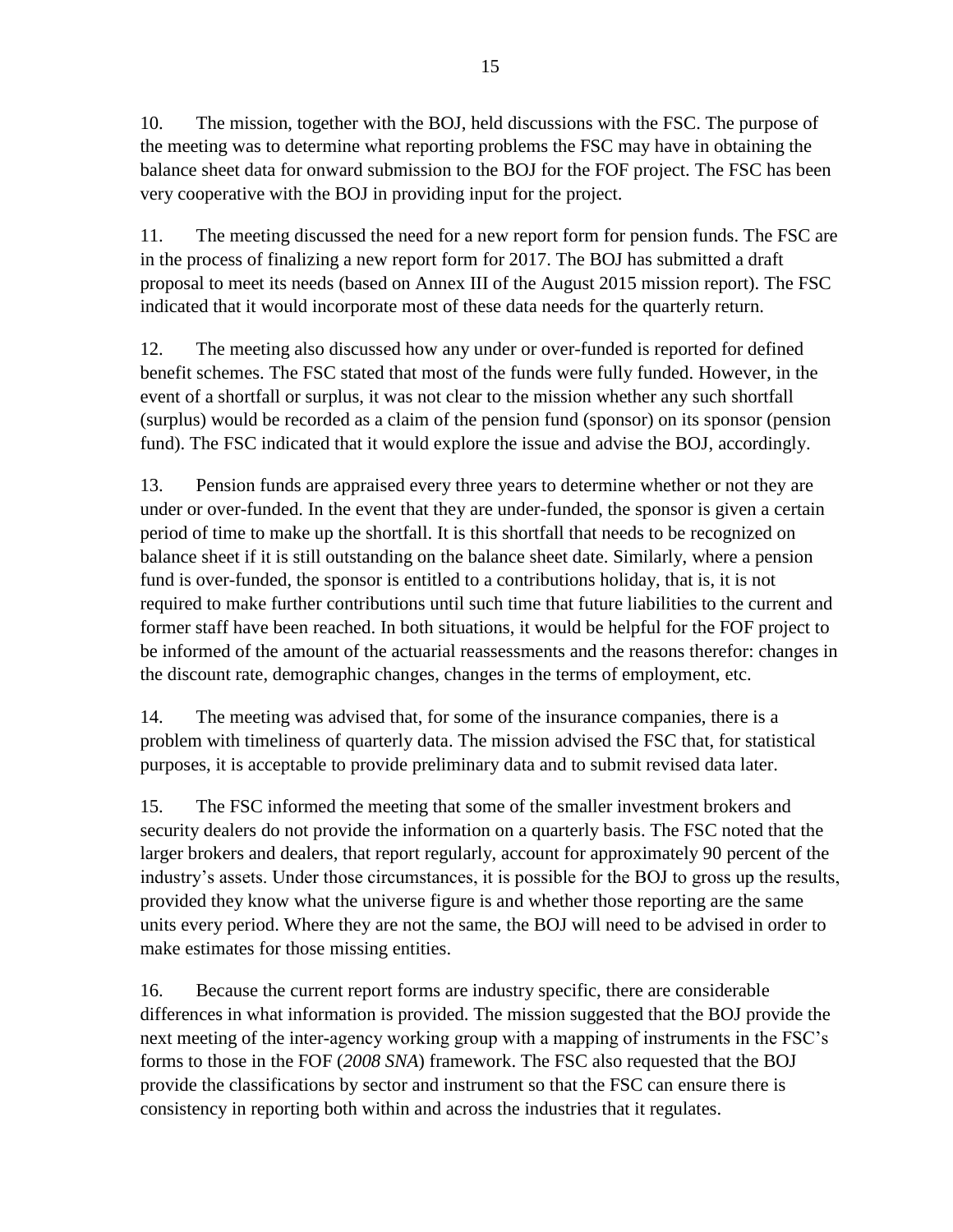10. The mission, together with the BOJ, held discussions with the FSC. The purpose of the meeting was to determine what reporting problems the FSC may have in obtaining the balance sheet data for onward submission to the BOJ for the FOF project. The FSC has been very cooperative with the BOJ in providing input for the project.

11. The meeting discussed the need for a new report form for pension funds. The FSC are in the process of finalizing a new report form for 2017. The BOJ has submitted a draft proposal to meet its needs (based on Annex III of the August 2015 mission report). The FSC indicated that it would incorporate most of these data needs for the quarterly return.

12. The meeting also discussed how any under or over-funded is reported for defined benefit schemes. The FSC stated that most of the funds were fully funded. However, in the event of a shortfall or surplus, it was not clear to the mission whether any such shortfall (surplus) would be recorded as a claim of the pension fund (sponsor) on its sponsor (pension fund). The FSC indicated that it would explore the issue and advise the BOJ, accordingly.

13. Pension funds are appraised every three years to determine whether or not they are under or over-funded. In the event that they are under-funded, the sponsor is given a certain period of time to make up the shortfall. It is this shortfall that needs to be recognized on balance sheet if it is still outstanding on the balance sheet date. Similarly, where a pension fund is over-funded, the sponsor is entitled to a contributions holiday, that is, it is not required to make further contributions until such time that future liabilities to the current and former staff have been reached. In both situations, it would be helpful for the FOF project to be informed of the amount of the actuarial reassessments and the reasons therefor: changes in the discount rate, demographic changes, changes in the terms of employment, etc.

14. The meeting was advised that, for some of the insurance companies, there is a problem with timeliness of quarterly data. The mission advised the FSC that, for statistical purposes, it is acceptable to provide preliminary data and to submit revised data later.

15. The FSC informed the meeting that some of the smaller investment brokers and security dealers do not provide the information on a quarterly basis. The FSC noted that the larger brokers and dealers, that report regularly, account for approximately 90 percent of the industry's assets. Under those circumstances, it is possible for the BOJ to gross up the results, provided they know what the universe figure is and whether those reporting are the same units every period. Where they are not the same, the BOJ will need to be advised in order to make estimates for those missing entities.

16. Because the current report forms are industry specific, there are considerable differences in what information is provided. The mission suggested that the BOJ provide the next meeting of the inter-agency working group with a mapping of instruments in the FSC's forms to those in the FOF (*2008 SNA*) framework. The FSC also requested that the BOJ provide the classifications by sector and instrument so that the FSC can ensure there is consistency in reporting both within and across the industries that it regulates.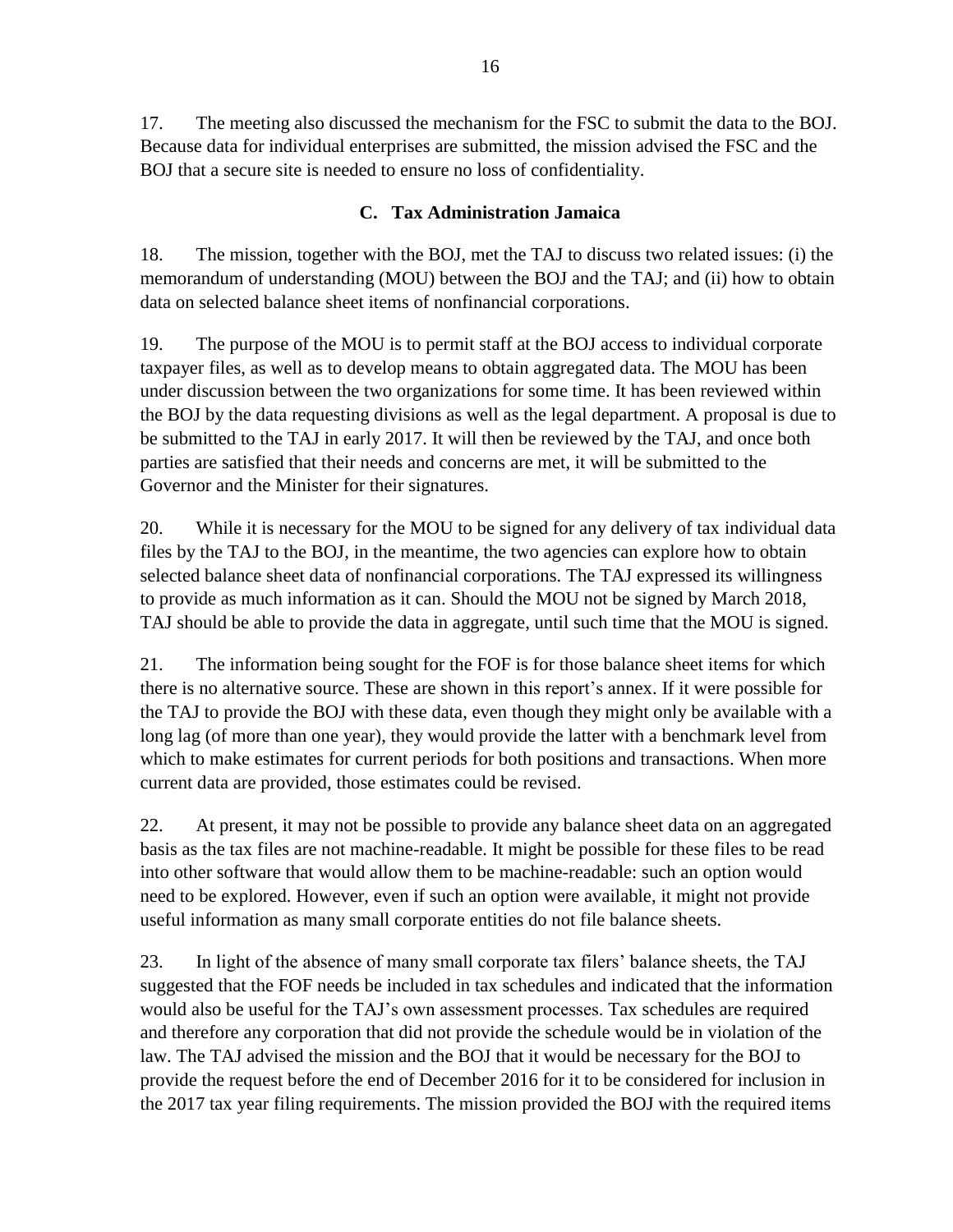17. The meeting also discussed the mechanism for the FSC to submit the data to the BOJ. Because data for individual enterprises are submitted, the mission advised the FSC and the BOJ that a secure site is needed to ensure no loss of confidentiality.

### C. Tax Administration Jamaica

18. The mission, together with the BOJ, met the TAJ to discuss two related issues: (i) the memorandum of understanding (MOU) between the BOJ and the TAJ; and (ii) how to obtain data on selected balance sheet items of nonfinancial corporations.

19. The purpose of the MOU is to permit staff at the BOJ access to individual corporate taxpayer files, as well as to develop means to obtain aggregated data. The MOU has been under discussion between the two organizations for some time. It has been reviewed within the BOJ by the data requesting divisions as well as the legal department. A proposal is due to be submitted to the TAJ in early 2017. It will then be reviewed by the TAJ, and once both parties are satisfied that their needs and concerns are met, it will be submitted to the Governor and the Minister for their signatures.

20. While it is necessary for the MOU to be signed for any delivery of tax individual data files by the TAJ to the BOJ, in the meantime, the two agencies can explore how to obtain selected balance sheet data of nonfinancial corporations. The TAJ expressed its willingness to provide as much information as it can. Should the MOU not be signed by March 2018, TAJ should be able to provide the data in aggregate, until such time that the MOU is signed.

21. The information being sought for the FOF is for those balance sheet items for which there is no alternative source. These are shown in this report's annex. If it were possible for the TAJ to provide the BOJ with these data, even though they might only be available with a long lag (of more than one year), they would provide the latter with a benchmark level from which to make estimates for current periods for both positions and transactions. When more current data are provided, those estimates could be revised.

22. At present, it may not be possible to provide any balance sheet data on an aggregated basis as the tax files are not machine-readable. It might be possible for these files to be read into other software that would allow them to be machine-readable: such an option would need to be explored. However, even if such an option were available, it might not provide useful information as many small corporate entities do not file balance sheets.

23. In light of the absence of many small corporate tax filers' balance sheets, the TAJ suggested that the FOF needs be included in tax schedules and indicated that the information would also be useful for the TAJ's own assessment processes. Tax schedules are required and therefore any corporation that did not provide the schedule would be in violation of the law. The TAJ advised the mission and the BOJ that it would be necessary for the BOJ to provide the request before the end of December 2016 for it to be considered for inclusion in the 2017 tax year filing requirements. The mission provided the BOJ with the required items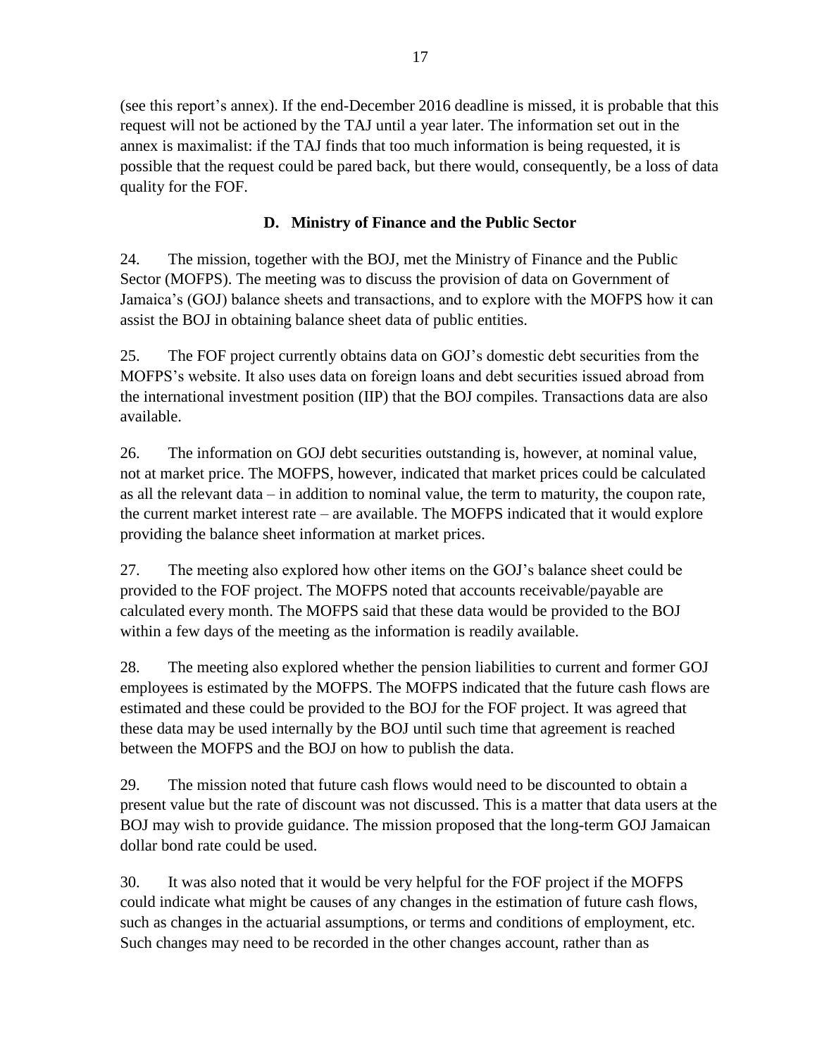(see this report's annex). If the end-December 2016 deadline is missed, it is probable that this request will not be actioned by the TAJ until a year later. The information set out in the annex is maximalist: if the TAJ finds that too much information is being requested, it is possible that the request could be pared back, but there would, consequently, be a loss of data quality for the FOF.

### D. Ministry of Finance and the Public Sector

24. The mission, together with the BOJ, met the Ministry of Finance and the Public Sector (MOFPS). The meeting was to discuss the provision of data on Government of Jamaica's (GOJ) balance sheets and transactions, and to explore with the MOFPS how it can assist the BOJ in obtaining balance sheet data of public entities.

25. The FOF project currently obtains data on GOJ's domestic debt securities from the MOFPS's website. It also uses data on foreign loans and debt securities issued abroad from the international investment position (IIP) that the BOJ compiles. Transactions data are also available.

26. The information on GOJ debt securities outstanding is, however, at nominal value, not at market price. The MOFPS, however, indicated that market prices could be calculated as all the relevant data – in addition to nominal value, the term to maturity, the coupon rate, the current market interest rate – are available. The MOFPS indicated that it would explore providing the balance sheet information at market prices.

27. The meeting also explored how other items on the GOJ's balance sheet could be provided to the FOF project. The MOFPS noted that accounts receivable/payable are calculated every month. The MOFPS said that these data would be provided to the BOJ within a few days of the meeting as the information is readily available.

28. The meeting also explored whether the pension liabilities to current and former GOJ employees is estimated by the MOFPS. The MOFPS indicated that the future cash flows are estimated and these could be provided to the BOJ for the FOF project. It was agreed that these data may be used internally by the BOJ until such time that agreement is reached between the MOFPS and the BOJ on how to publish the data.

29. The mission noted that future cash flows would need to be discounted to obtain a present value but the rate of discount was not discussed. This is a matter that data users at the BOJ may wish to provide guidance. The mission proposed that the long-term GOJ Jamaican dollar bond rate could be used.

30. It was also noted that it would be very helpful for the FOF project if the MOFPS could indicate what might be causes of any changes in the estimation of future cash flows, such as changes in the actuarial assumptions, or terms and conditions of employment, etc. Such changes may need to be recorded in the other changes account, rather than as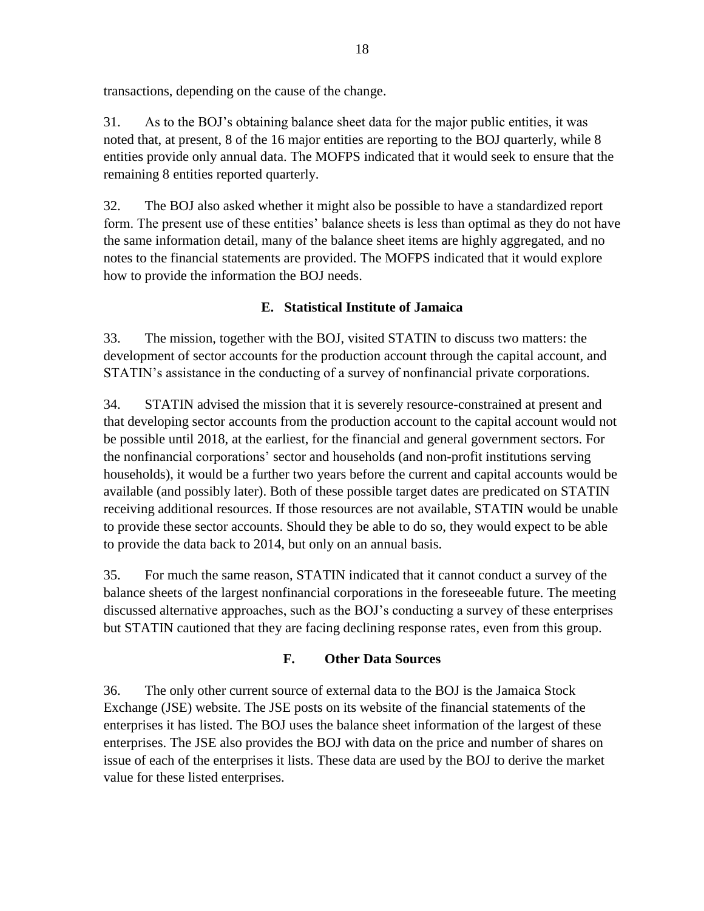transactions, depending on the cause of the change.

31. As to the BOJ's obtaining balance sheet data for the major public entities, it was noted that, at present, 8 of the 16 major entities are reporting to the BOJ quarterly, while 8 entities provide only annual data. The MOFPS indicated that it would seek to ensure that the remaining 8 entities reported quarterly.

32. The BOJ also asked whether it might also be possible to have a standardized report form. The present use of these entities' balance sheets is less than optimal as they do not have the same information detail, many of the balance sheet items are highly aggregated, and no notes to the financial statements are provided. The MOFPS indicated that it would explore how to provide the information the BOJ needs.

## E. Statistical Institute of Jamaica

33. The mission, together with the BOJ, visited STATIN to discuss two matters: the development of sector accounts for the production account through the capital account, and STATIN's assistance in the conducting of a survey of nonfinancial private corporations.

34. STATIN advised the mission that it is severely resource-constrained at present and that developing sector accounts from the production account to the capital account would not be possible until 2018, at the earliest, for the financial and general government sectors. For the nonfinancial corporations' sector and households (and non-profit institutions serving households), it would be a further two years before the current and capital accounts would be available (and possibly later). Both of these possible target dates are predicated on STATIN receiving additional resources. If those resources are not available, STATIN would be unable to provide these sector accounts. Should they be able to do so, they would expect to be able to provide the data back to 2014, but only on an annual basis.

35. For much the same reason, STATIN indicated that it cannot conduct a survey of the balance sheets of the largest nonfinancial corporations in the foreseeable future. The meeting discussed alternative approaches, such as the BOJ's conducting a survey of these enterprises but STATIN cautioned that they are facing declining response rates, even from this group.

## F. Other Data Sources

36. The only other current source of external data to the BOJ is the Jamaica Stock Exchange (JSE) website. The JSE posts on its website of the financial statements of the enterprises it has listed. The BOJ uses the balance sheet information of the largest of these enterprises. The JSE also provides the BOJ with data on the price and number of shares on issue of each of the enterprises it lists. These data are used by the BOJ to derive the market value for these listed enterprises.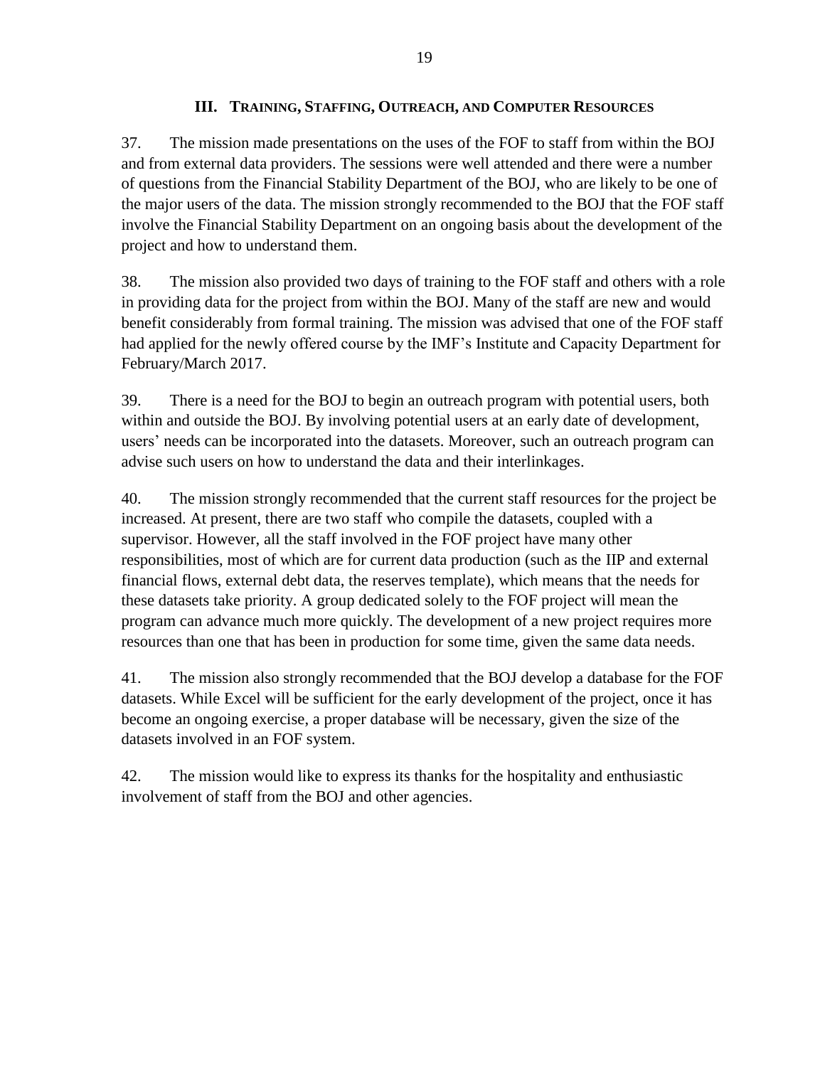## III. TRAINING, STAFFING, OUTREACH, AND COMPUTER RESOURCES

37. The mission made presentations on the uses of the FOF to staff from within the BOJ and from external data providers. The sessions were well attended and there were a number of questions from the Financial Stability Department of the BOJ, who are likely to be one of the major users of the data. The mission strongly recommended to the BOJ that the FOF staff involve the Financial Stability Department on an ongoing basis about the development of the project and how to understand them.

38. The mission also provided two days of training to the FOF staff and others with a role in providing data for the project from within the BOJ. Many of the staff are new and would benefit considerably from formal training. The mission was advised that one of the FOF staff had applied for the newly offered course by the IMF's Institute and Capacity Department for February/March 2017.

39. There is a need for the BOJ to begin an outreach program with potential users, both within and outside the BOJ. By involving potential users at an early date of development, users' needs can be incorporated into the datasets. Moreover, such an outreach program can advise such users on how to understand the data and their interlinkages.

40. The mission strongly recommended that the current staff resources for the project be increased. At present, there are two staff who compile the datasets, coupled with a supervisor. However, all the staff involved in the FOF project have many other responsibilities, most of which are for current data production (such as the IIP and external financial flows, external debt data, the reserves template), which means that the needs for these datasets take priority. A group dedicated solely to the FOF project will mean the program can advance much more quickly. The development of a new project requires more resources than one that has been in production for some time, given the same data needs.

41. The mission also strongly recommended that the BOJ develop a database for the FOF datasets. While Excel will be sufficient for the early development of the project, once it has become an ongoing exercise, a proper database will be necessary, given the size of the datasets involved in an FOF system.

42. The mission would like to express its thanks for the hospitality and enthusiastic involvement of staff from the BOJ and other agencies.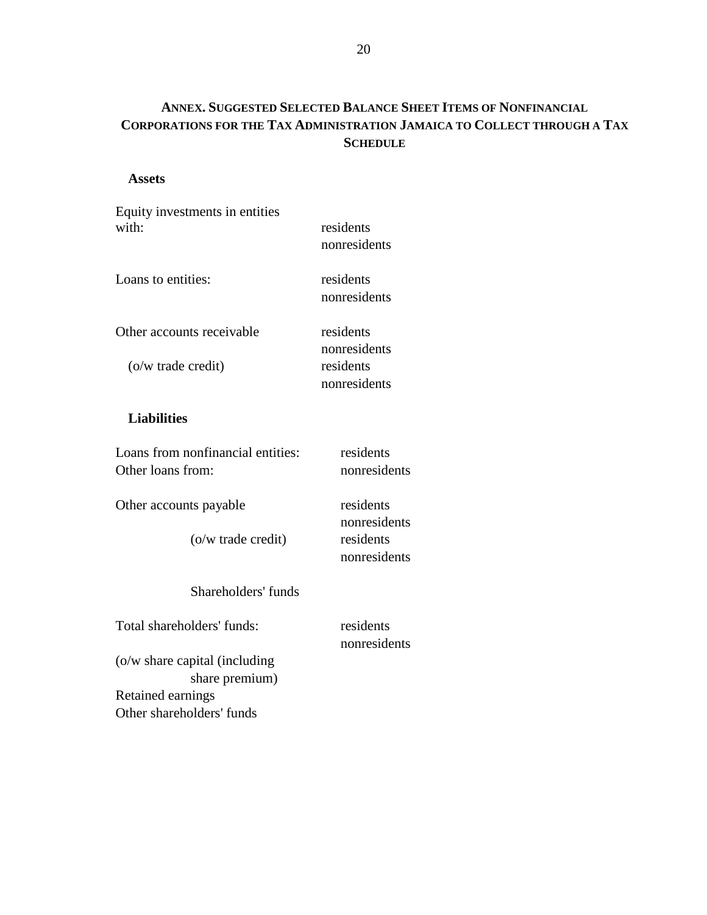## ANNEX. SUGGESTED SELECTED BALANCE SHEET ITEMS OF NONFINANCIAL CORPORATIONS FOR THE TAX ADMINISTRATION JAMAICA TO COLLECT THROUGH A TAX SCHEDULE

**Assets**

| | |
|---|---|
| Equity investments in entities with: | residents |
| | nonresidents |
| Loans to entities: | residents |
| | nonresidents |
| Other accounts receivable | residents |
| | nonresidents |
| (o/w trade credit) | residents |
| | nonresidents |

**Liabilities**

| | |
|---|---|
| Loans from nonfinancial entities: | residents |
| Other loans from: | nonresidents |
| Other accounts payable | residents |
| | nonresidents |
| (o/w trade credit) | residents |
| | nonresidents |

Shareholders' funds

| | |
|---|---|
| Total shareholders' funds: | residents |
| | nonresidents |
| (o/w share capital (including share premium) | |
| Retained earnings | |
| Other shareholders' funds | |